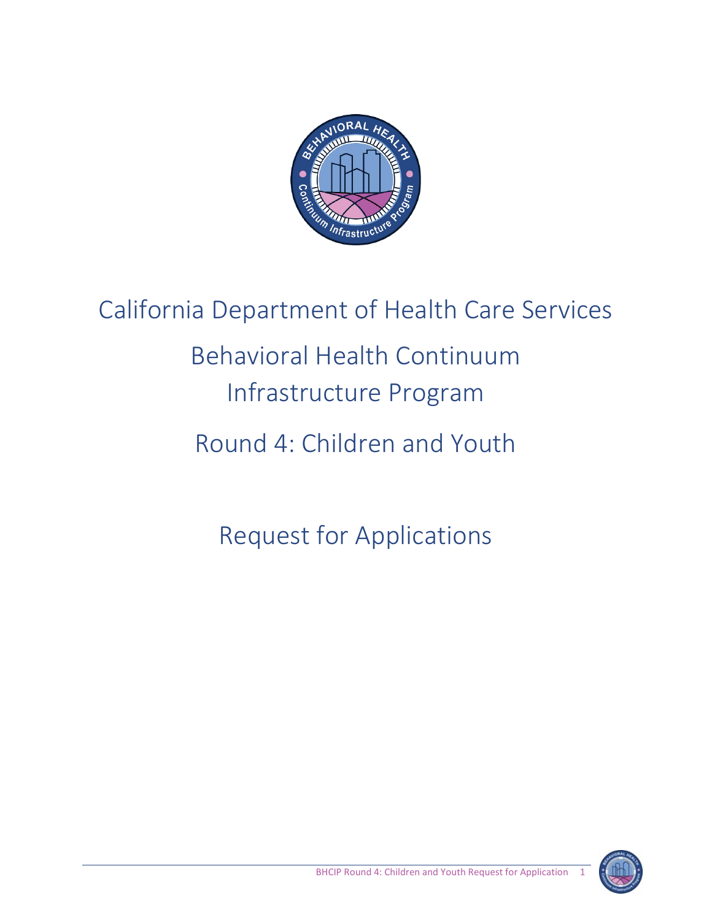# California Department of Health Care Services

# Behavioral Health Continuum Infrastructure Program

# Round 4: Children and Youth

# Request for Applications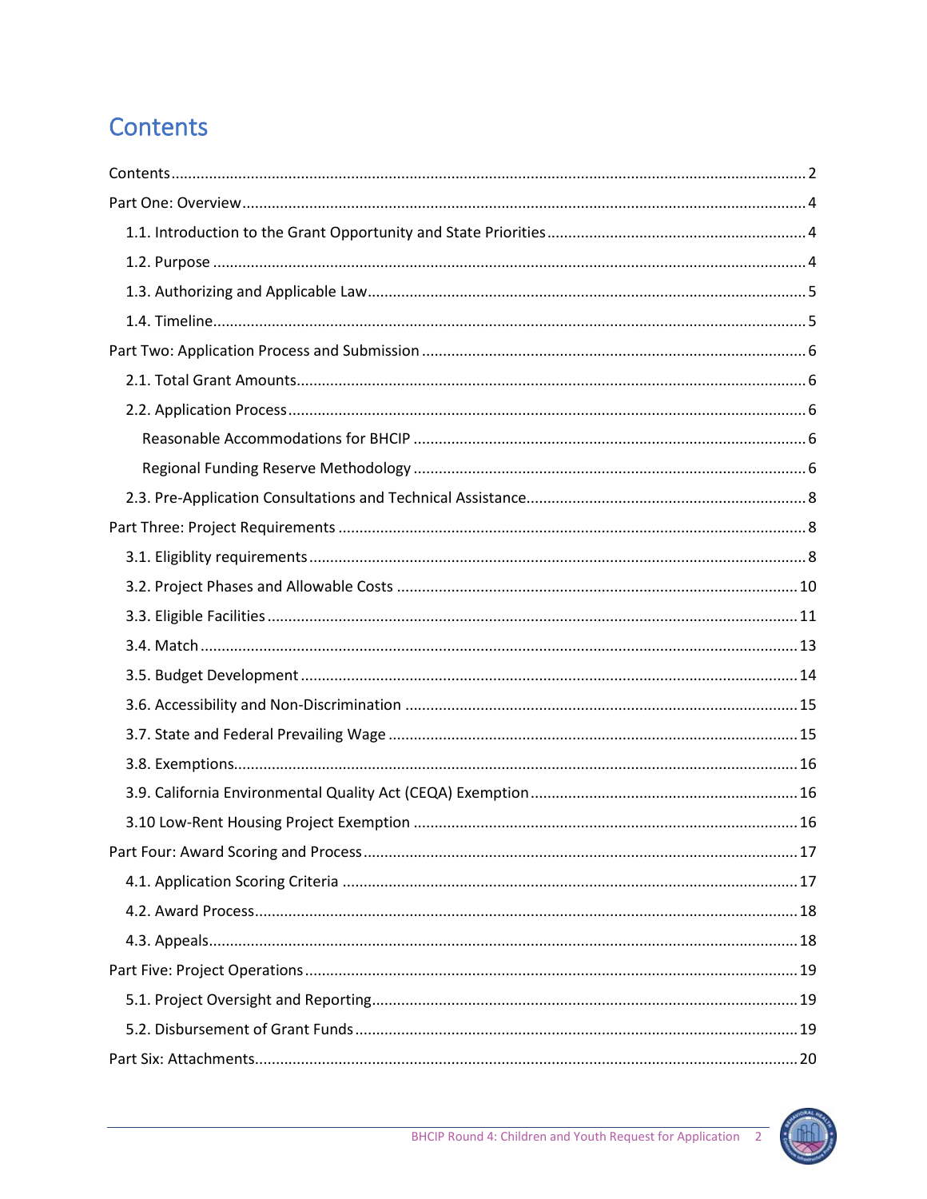# Contents

Contents ........................................................................................................................................... 2

Part One: Overview .......................................................................................................................... 4

- 1.1. Introduction to the Grant Opportunity and State Priorities ............................................................ 4
- 1.2. Purpose ............................................................................................................................... 4
- 1.3. Authorizing and Applicable Law ..................................................................................................... 5
- 1.4. Timeline .............................................................................................................................. 5

Part Two: Application Process and Submission ........................................................................................... 6

- 2.1. Total Grant Amounts ..................................................................................................................... 6
- 2.2. Application Process ...................................................................................................................... 6
  - Reasonable Accommodations for BHCIP ........................................................................................... 6
  - Regional Funding Reserve Methodology ............................................................................................ 6
- 2.3. Pre-Application Consultations and Technical Assistance ................................................................. 8

Part Three: Project Requirements .............................................................................................................. 8

- 3.1. Eligiblity requirements ................................................................................................................. 8
- 3.2. Project Phases and Allowable Costs .............................................................................................. 10
- 3.3. Eligible Facilities .......................................................................................................................... 11
- 3.4. Match ........................................................................................................................................ 13
- 3.5. Budget Development .................................................................................................................. 14
- 3.6. Accessibility and Non-Discrimination ............................................................................................ 15
- 3.7. State and Federal Prevailing Wage ................................................................................................ 15
- 3.8. Exemptions ................................................................................................................................ 16
- 3.9. California Environmental Quality Act (CEQA) Exemption ............................................................... 16
- 3.10 Low-Rent Housing Project Exemption .......................................................................................... 16

Part Four: Award Scoring and Process ...................................................................................................... 17

- 4.1. Application Scoring Criteria .......................................................................................................... 17
- 4.2. Award Process ............................................................................................................................ 18
- 4.3. Appeals ...................................................................................................................................... 18

Part Five: Project Operations ................................................................................................................... 19

- 5.1. Project Oversight and Reporting ................................................................................................... 19
- 5.2. Disbursement of Grant Funds ....................................................................................................... 19

Part Six: Attachments ............................................................................................................................... 20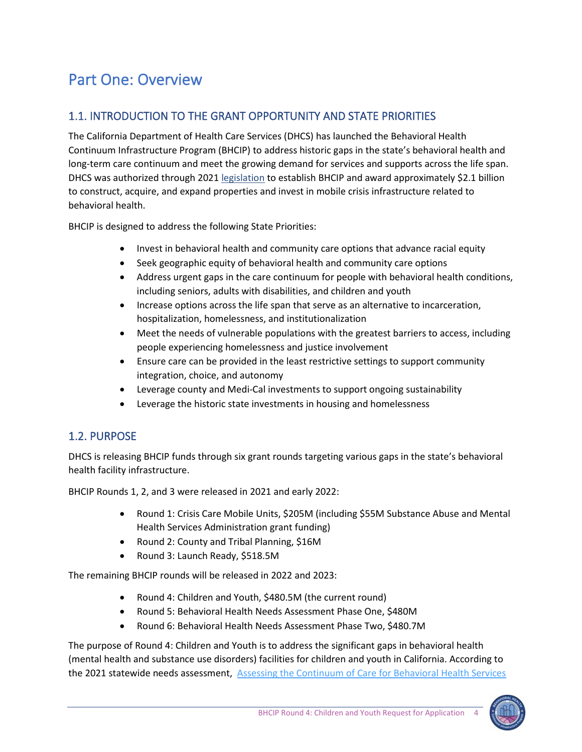# Part One: Overview

## 1.1. INTRODUCTION TO THE GRANT OPPORTUNITY AND STATE PRIORITIES

The California Department of Health Care Services (DHCS) has launched the Behavioral Health Continuum Infrastructure Program (BHCIP) to address historic gaps in the state's behavioral health and long-term care continuum and meet the growing demand for services and supports across the life span. DHCS was authorized through 2021 legislation to establish BHCIP and award approximately $2.1 billion to construct, acquire, and expand properties and invest in mobile crisis infrastructure related to behavioral health.

BHCIP is designed to address the following State Priorities:

- Invest in behavioral health and community care options that advance racial equity
- Seek geographic equity of behavioral health and community care options
- Address urgent gaps in the care continuum for people with behavioral health conditions, including seniors, adults with disabilities, and children and youth
- Increase options across the life span that serve as an alternative to incarceration, hospitalization, homelessness, and institutionalization
- Meet the needs of vulnerable populations with the greatest barriers to access, including people experiencing homelessness and justice involvement
- Ensure care can be provided in the least restrictive settings to support community integration, choice, and autonomy
- Leverage county and Medi-Cal investments to support ongoing sustainability
- Leverage the historic state investments in housing and homelessness

## 1.2. PURPOSE

DHCS is releasing BHCIP funds through six grant rounds targeting various gaps in the state's behavioral health facility infrastructure.

BHCIP Rounds 1, 2, and 3 were released in 2021 and early 2022:

- Round 1: Crisis Care Mobile Units, $205M (including $55M Substance Abuse and Mental Health Services Administration grant funding)
- Round 2: County and Tribal Planning, $16M
- Round 3: Launch Ready, $518.5M

The remaining BHCIP rounds will be released in 2022 and 2023:

- Round 4: Children and Youth, $480.5M (the current round)
- Round 5: Behavioral Health Needs Assessment Phase One, $480M
- Round 6: Behavioral Health Needs Assessment Phase Two, $480.7M

The purpose of Round 4: Children and Youth is to address the significant gaps in behavioral health (mental health and substance use disorders) facilities for children and youth in California. According to the 2021 statewide needs assessment, Assessing the Continuum of Care for Behavioral Health Services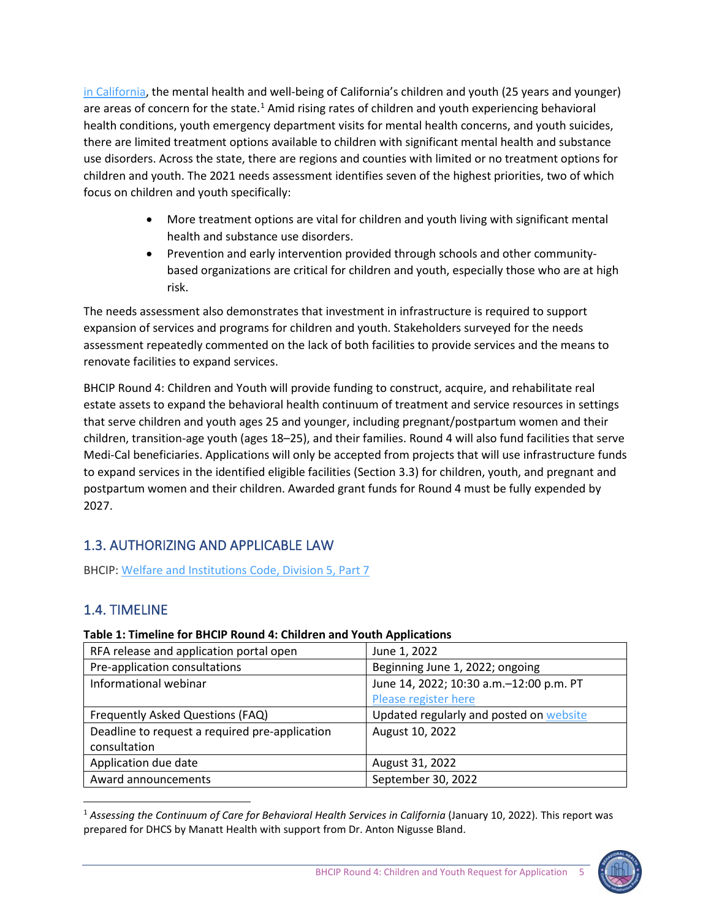in California, the mental health and well-being of California's children and youth (25 years and younger) are areas of concern for the state.[1] Amid rising rates of children and youth experiencing behavioral health conditions, youth emergency department visits for mental health concerns, and youth suicides, there are limited treatment options available to children with significant mental health and substance use disorders. Across the state, there are regions and counties with limited or no treatment options for children and youth. The 2021 needs assessment identifies seven of the highest priorities, two of which focus on children and youth specifically:

- More treatment options are vital for children and youth living with significant mental health and substance use disorders.
- Prevention and early intervention provided through schools and other community-based organizations are critical for children and youth, especially those who are at high risk.

The needs assessment also demonstrates that investment in infrastructure is required to support expansion of services and programs for children and youth. Stakeholders surveyed for the needs assessment repeatedly commented on the lack of both facilities to provide services and the means to renovate facilities to expand services.

BHCIP Round 4: Children and Youth will provide funding to construct, acquire, and rehabilitate real estate assets to expand the behavioral health continuum of treatment and service resources in settings that serve children and youth ages 25 and younger, including pregnant/postpartum women and their children, transition-age youth (ages 18–25), and their families. Round 4 will also fund facilities that serve Medi-Cal beneficiaries. Applications will only be accepted from projects that will use infrastructure funds to expand services in the identified eligible facilities (Section 3.3) for children, youth, and pregnant and postpartum women and their children. Awarded grant funds for Round 4 must be fully expended by 2027.

## 1.3. AUTHORIZING AND APPLICABLE LAW

BHCIP: Welfare and Institutions Code, Division 5, Part 7

## 1.4. TIMELINE

**Table 1: Timeline for BHCIP Round 4: Children and Youth Applications**

| | |
|---|---|
| RFA release and application portal open | June 1, 2022 |
| Pre-application consultations | Beginning June 1, 2022; ongoing |
| Informational webinar | June 14, 2022; 10:30 a.m.–12:00 p.m. PT<br>Please register here |
| Frequently Asked Questions (FAQ) | Updated regularly and posted on website |
| Deadline to request a required pre-application consultation | August 10, 2022 |
| Application due date | August 31, 2022 |
| Award announcements | September 30, 2022 |

[1] *Assessing the Continuum of Care for Behavioral Health Services in California* (January 10, 2022). This report was prepared for DHCS by Manatt Health with support from Dr. Anton Nigusse Bland.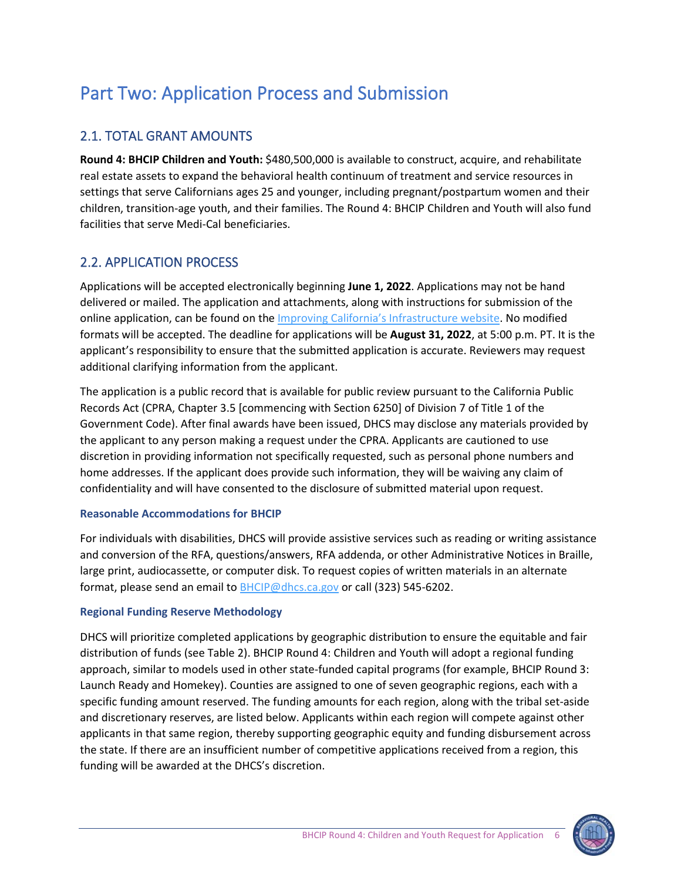# Part Two: Application Process and Submission

## 2.1. TOTAL GRANT AMOUNTS

**Round 4: BHCIP Children and Youth:** $480,500,000 is available to construct, acquire, and rehabilitate real estate assets to expand the behavioral health continuum of treatment and service resources in settings that serve Californians ages 25 and younger, including pregnant/postpartum women and their children, transition-age youth, and their families. The Round 4: BHCIP Children and Youth will also fund facilities that serve Medi-Cal beneficiaries.

## 2.2. APPLICATION PROCESS

Applications will be accepted electronically beginning **June 1, 2022**. Applications may not be hand delivered or mailed. The application and attachments, along with instructions for submission of the online application, can be found on the [Improving California's Infrastructure website](). No modified formats will be accepted. The deadline for applications will be **August 31, 2022**, at 5:00 p.m. PT. It is the applicant's responsibility to ensure that the submitted application is accurate. Reviewers may request additional clarifying information from the applicant.

The application is a public record that is available for public review pursuant to the California Public Records Act (CPRA, Chapter 3.5 [commencing with Section 6250] of Division 7 of Title 1 of the Government Code). After final awards have been issued, DHCS may disclose any materials provided by the applicant to any person making a request under the CPRA. Applicants are cautioned to use discretion in providing information not specifically requested, such as personal phone numbers and home addresses. If the applicant does provide such information, they will be waiving any claim of confidentiality and will have consented to the disclosure of submitted material upon request.

### Reasonable Accommodations for BHCIP

For individuals with disabilities, DHCS will provide assistive services such as reading or writing assistance and conversion of the RFA, questions/answers, RFA addenda, or other Administrative Notices in Braille, large print, audiocassette, or computer disk. To request copies of written materials in an alternate format, please send an email to BHCIP@dhcs.ca.gov or call (323) 545-6202.

### Regional Funding Reserve Methodology

DHCS will prioritize completed applications by geographic distribution to ensure the equitable and fair distribution of funds (see Table 2). BHCIP Round 4: Children and Youth will adopt a regional funding approach, similar to models used in other state-funded capital programs (for example, BHCIP Round 3: Launch Ready and Homekey). Counties are assigned to one of seven geographic regions, each with a specific funding amount reserved. The funding amounts for each region, along with the tribal set-aside and discretionary reserves, are listed below. Applicants within each region will compete against other applicants in that same region, thereby supporting geographic equity and funding disbursement across the state. If there are an insufficient number of competitive applications received from a region, this funding will be awarded at the DHCS's discretion.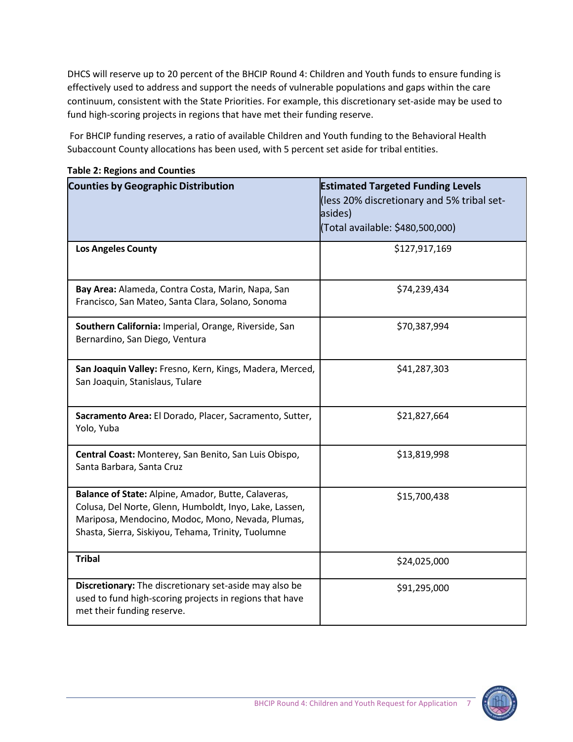DHCS will reserve up to 20 percent of the BHCIP Round 4: Children and Youth funds to ensure funding is effectively used to address and support the needs of vulnerable populations and gaps within the care continuum, consistent with the State Priorities. For example, this discretionary set-aside may be used to fund high-scoring projects in regions that have met their funding reserve.

For BHCIP funding reserves, a ratio of available Children and Youth funding to the Behavioral Health Subaccount County allocations has been used, with 5 percent set aside for tribal entities.

**Table 2: Regions and Counties**

| **Counties by Geographic Distribution** | **Estimated Targeted Funding Levels** (less 20% discretionary and 5% tribal set-asides) (Total available: $480,500,000) |
|---|---|
| **Los Angeles County** | $127,917,169 |
| **Bay Area:** Alameda, Contra Costa, Marin, Napa, San Francisco, San Mateo, Santa Clara, Solano, Sonoma | $74,239,434 |
| **Southern California:** Imperial, Orange, Riverside, San Bernardino, San Diego, Ventura | $70,387,994 |
| **San Joaquin Valley:** Fresno, Kern, Kings, Madera, Merced, San Joaquin, Stanislaus, Tulare | $41,287,303 |
| **Sacramento Area:** El Dorado, Placer, Sacramento, Sutter, Yolo, Yuba | $21,827,664 |
| **Central Coast:** Monterey, San Benito, San Luis Obispo, Santa Barbara, Santa Cruz | $13,819,998 |
| **Balance of State:** Alpine, Amador, Butte, Calaveras, Colusa, Del Norte, Glenn, Humboldt, Inyo, Lake, Lassen, Mariposa, Mendocino, Modoc, Mono, Nevada, Plumas, Shasta, Sierra, Siskiyou, Tehama, Trinity, Tuolumne | $15,700,438 |
| **Tribal** | $24,025,000 |
| **Discretionary:** The discretionary set-aside may also be used to fund high-scoring projects in regions that have met their funding reserve. | $91,295,000 |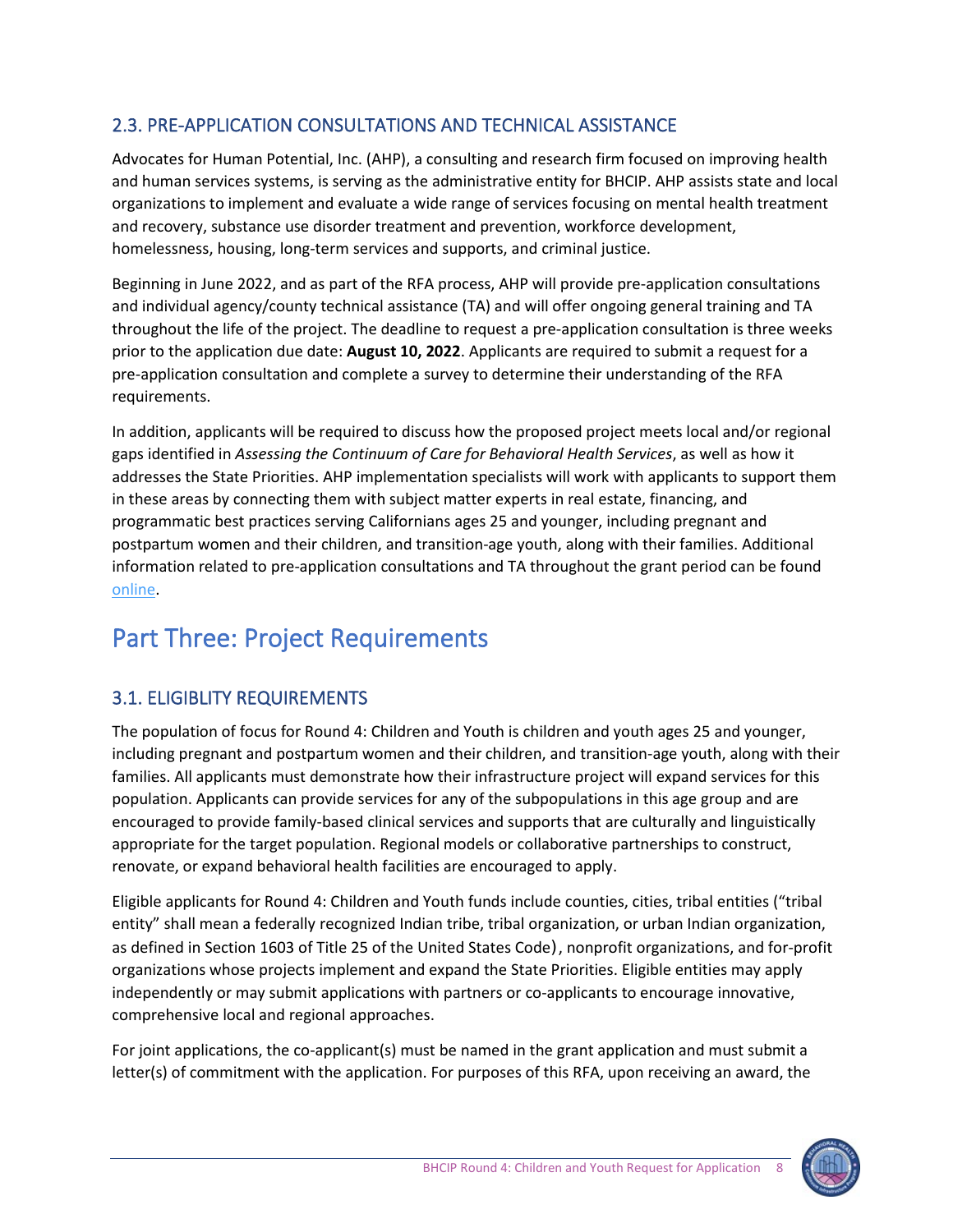### 2.3. PRE-APPLICATION CONSULTATIONS AND TECHNICAL ASSISTANCE

Advocates for Human Potential, Inc. (AHP), a consulting and research firm focused on improving health and human services systems, is serving as the administrative entity for BHCIP. AHP assists state and local organizations to implement and evaluate a wide range of services focusing on mental health treatment and recovery, substance use disorder treatment and prevention, workforce development, homelessness, housing, long-term services and supports, and criminal justice.

Beginning in June 2022, and as part of the RFA process, AHP will provide pre-application consultations and individual agency/county technical assistance (TA) and will offer ongoing general training and TA throughout the life of the project. The deadline to request a pre-application consultation is three weeks prior to the application due date: **August 10, 2022**. Applicants are required to submit a request for a pre-application consultation and complete a survey to determine their understanding of the RFA requirements.

In addition, applicants will be required to discuss how the proposed project meets local and/or regional gaps identified in *Assessing the Continuum of Care for Behavioral Health Services*, as well as how it addresses the State Priorities. AHP implementation specialists will work with applicants to support them in these areas by connecting them with subject matter experts in real estate, financing, and programmatic best practices serving Californians ages 25 and younger, including pregnant and postpartum women and their children, and transition-age youth, along with their families. Additional information related to pre-application consultations and TA throughout the grant period can be found online.

# Part Three: Project Requirements

### 3.1. ELIGIBLITY REQUIREMENTS

The population of focus for Round 4: Children and Youth is children and youth ages 25 and younger, including pregnant and postpartum women and their children, and transition-age youth, along with their families. All applicants must demonstrate how their infrastructure project will expand services for this population. Applicants can provide services for any of the subpopulations in this age group and are encouraged to provide family-based clinical services and supports that are culturally and linguistically appropriate for the target population. Regional models or collaborative partnerships to construct, renovate, or expand behavioral health facilities are encouraged to apply.

Eligible applicants for Round 4: Children and Youth funds include counties, cities, tribal entities ("tribal entity" shall mean a federally recognized Indian tribe, tribal organization, or urban Indian organization, as defined in Section 1603 of Title 25 of the United States Code), nonprofit organizations, and for-profit organizations whose projects implement and expand the State Priorities. Eligible entities may apply independently or may submit applications with partners or co-applicants to encourage innovative, comprehensive local and regional approaches.

For joint applications, the co-applicant(s) must be named in the grant application and must submit a letter(s) of commitment with the application. For purposes of this RFA, upon receiving an award, the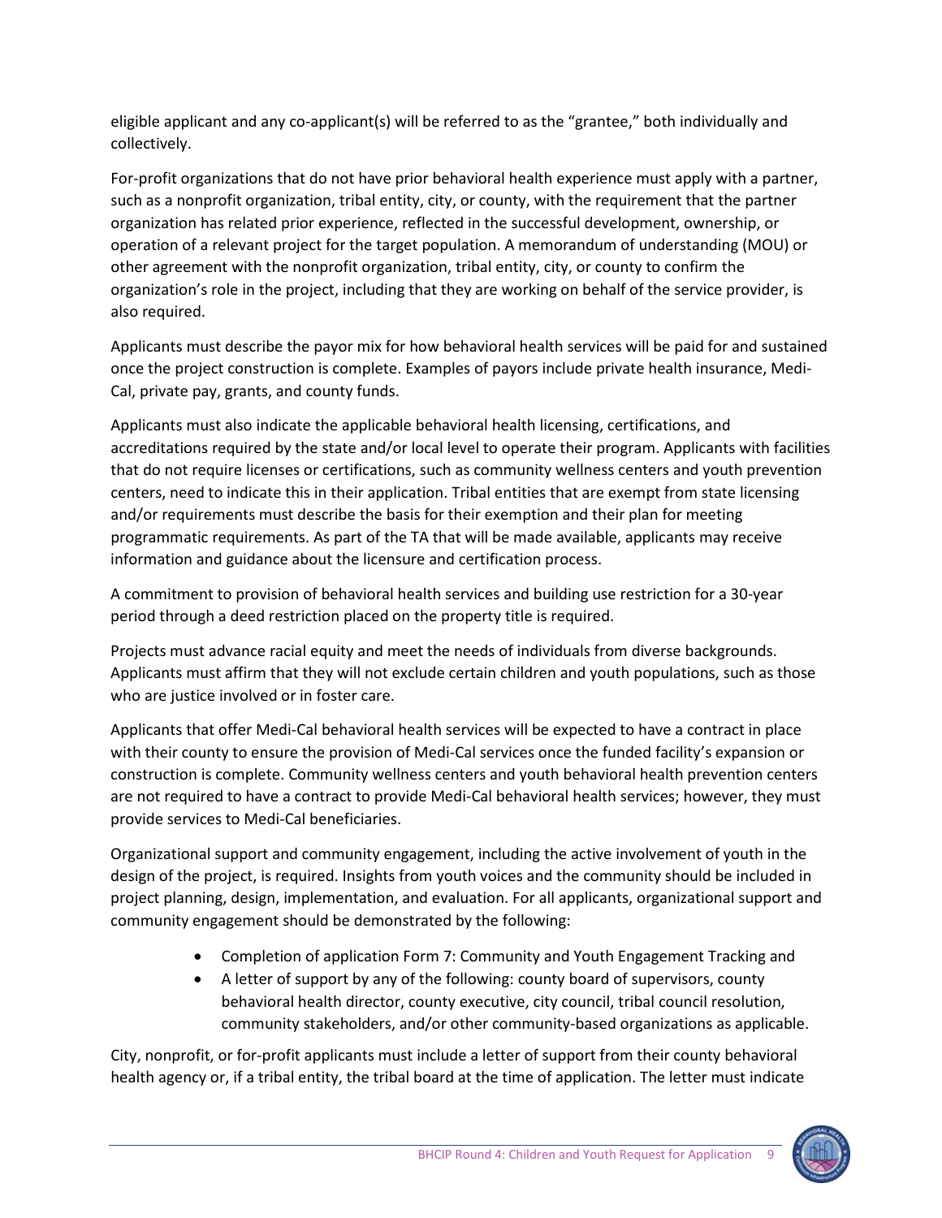eligible applicant and any co-applicant(s) will be referred to as the "grantee," both individually and collectively.

For-profit organizations that do not have prior behavioral health experience must apply with a partner, such as a nonprofit organization, tribal entity, city, or county, with the requirement that the partner organization has related prior experience, reflected in the successful development, ownership, or operation of a relevant project for the target population. A memorandum of understanding (MOU) or other agreement with the nonprofit organization, tribal entity, city, or county to confirm the organization's role in the project, including that they are working on behalf of the service provider, is also required.

Applicants must describe the payor mix for how behavioral health services will be paid for and sustained once the project construction is complete. Examples of payors include private health insurance, Medi-Cal, private pay, grants, and county funds.

Applicants must also indicate the applicable behavioral health licensing, certifications, and accreditations required by the state and/or local level to operate their program. Applicants with facilities that do not require licenses or certifications, such as community wellness centers and youth prevention centers, need to indicate this in their application. Tribal entities that are exempt from state licensing and/or requirements must describe the basis for their exemption and their plan for meeting programmatic requirements. As part of the TA that will be made available, applicants may receive information and guidance about the licensure and certification process.

A commitment to provision of behavioral health services and building use restriction for a 30-year period through a deed restriction placed on the property title is required.

Projects must advance racial equity and meet the needs of individuals from diverse backgrounds. Applicants must affirm that they will not exclude certain children and youth populations, such as those who are justice involved or in foster care.

Applicants that offer Medi-Cal behavioral health services will be expected to have a contract in place with their county to ensure the provision of Medi-Cal services once the funded facility's expansion or construction is complete. Community wellness centers and youth behavioral health prevention centers are not required to have a contract to provide Medi-Cal behavioral health services; however, they must provide services to Medi-Cal beneficiaries.

Organizational support and community engagement, including the active involvement of youth in the design of the project, is required. Insights from youth voices and the community should be included in project planning, design, implementation, and evaluation. For all applicants, organizational support and community engagement should be demonstrated by the following:

- Completion of application Form 7: Community and Youth Engagement Tracking and
- A letter of support by any of the following: county board of supervisors, county behavioral health director, county executive, city council, tribal council resolution, community stakeholders, and/or other community-based organizations as applicable.

City, nonprofit, or for-profit applicants must include a letter of support from their county behavioral health agency or, if a tribal entity, the tribal board at the time of application. The letter must indicate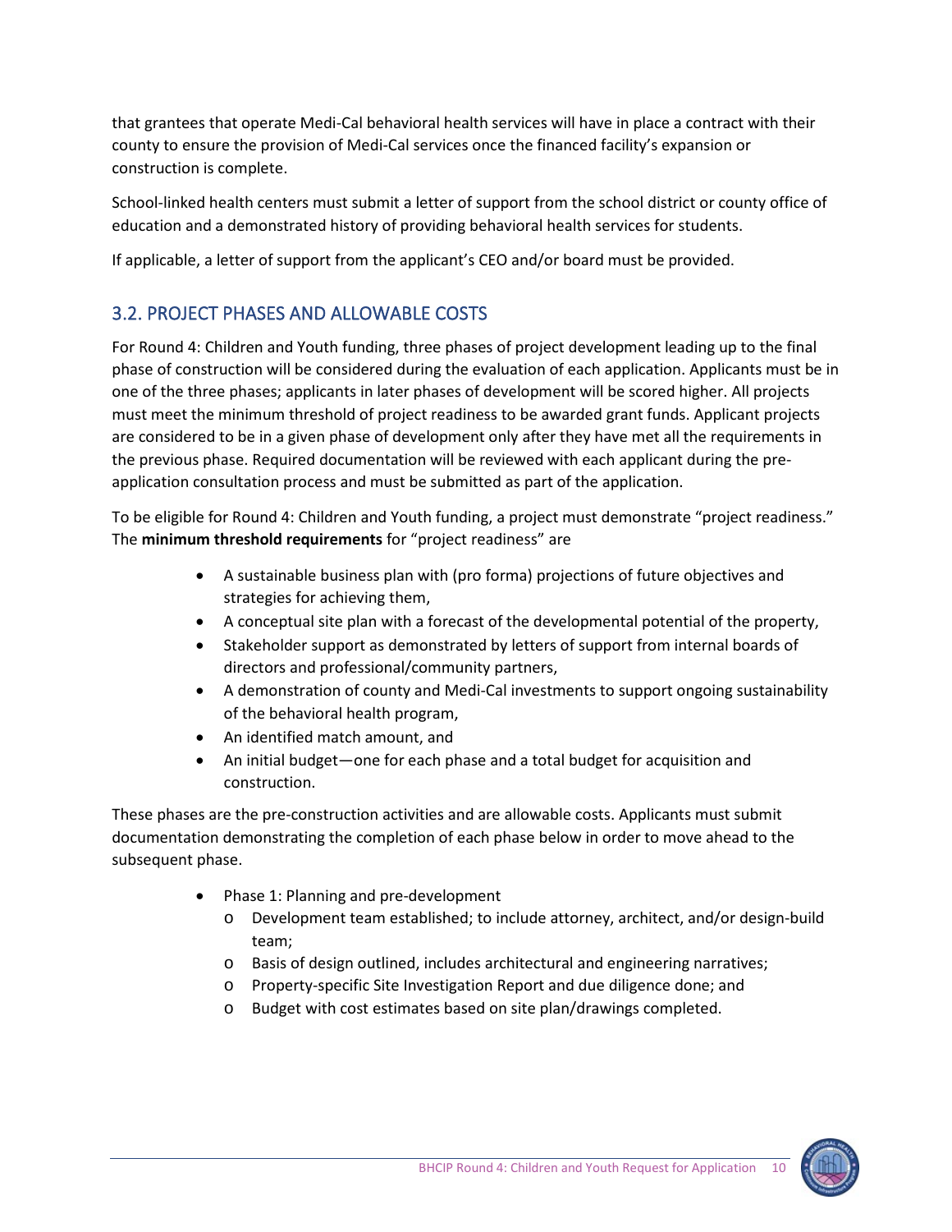that grantees that operate Medi-Cal behavioral health services will have in place a contract with their county to ensure the provision of Medi-Cal services once the financed facility's expansion or construction is complete.

School-linked health centers must submit a letter of support from the school district or county office of education and a demonstrated history of providing behavioral health services for students.

If applicable, a letter of support from the applicant's CEO and/or board must be provided.

## 3.2. PROJECT PHASES AND ALLOWABLE COSTS

For Round 4: Children and Youth funding, three phases of project development leading up to the final phase of construction will be considered during the evaluation of each application. Applicants must be in one of the three phases; applicants in later phases of development will be scored higher. All projects must meet the minimum threshold of project readiness to be awarded grant funds. Applicant projects are considered to be in a given phase of development only after they have met all the requirements in the previous phase. Required documentation will be reviewed with each applicant during the pre-application consultation process and must be submitted as part of the application.

To be eligible for Round 4: Children and Youth funding, a project must demonstrate "project readiness." The **minimum threshold requirements** for "project readiness" are

- A sustainable business plan with (pro forma) projections of future objectives and strategies for achieving them,
- A conceptual site plan with a forecast of the developmental potential of the property,
- Stakeholder support as demonstrated by letters of support from internal boards of directors and professional/community partners,
- A demonstration of county and Medi-Cal investments to support ongoing sustainability of the behavioral health program,
- An identified match amount, and
- An initial budget—one for each phase and a total budget for acquisition and construction.

These phases are the pre-construction activities and are allowable costs. Applicants must submit documentation demonstrating the completion of each phase below in order to move ahead to the subsequent phase.

- Phase 1: Planning and pre-development
  - Development team established; to include attorney, architect, and/or design-build team;
  - Basis of design outlined, includes architectural and engineering narratives;
  - Property-specific Site Investigation Report and due diligence done; and
  - Budget with cost estimates based on site plan/drawings completed.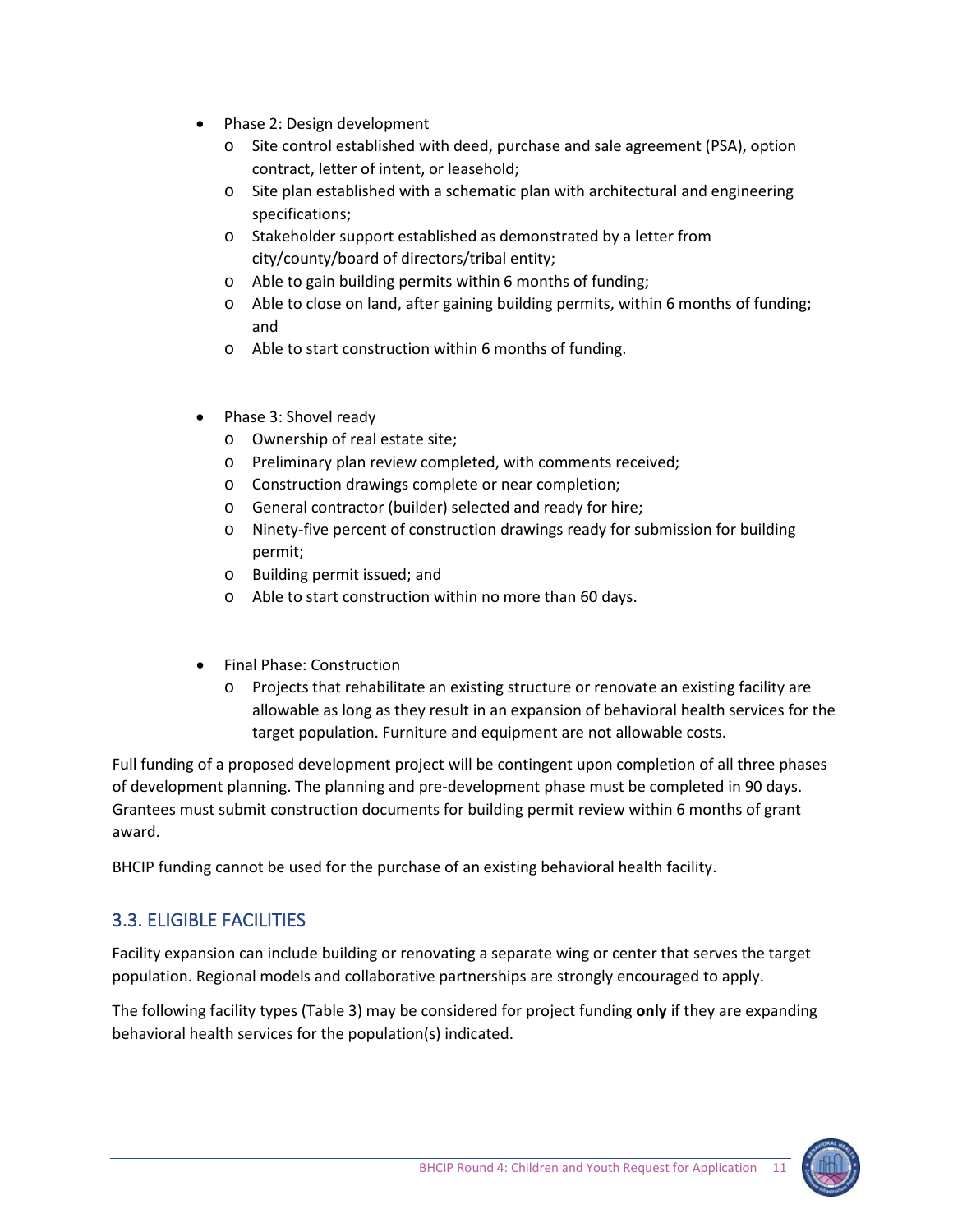- Phase 2: Design development
  - Site control established with deed, purchase and sale agreement (PSA), option contract, letter of intent, or leasehold;
  - Site plan established with a schematic plan with architectural and engineering specifications;
  - Stakeholder support established as demonstrated by a letter from city/county/board of directors/tribal entity;
  - Able to gain building permits within 6 months of funding;
  - Able to close on land, after gaining building permits, within 6 months of funding; and
  - Able to start construction within 6 months of funding.

- Phase 3: Shovel ready
  - Ownership of real estate site;
  - Preliminary plan review completed, with comments received;
  - Construction drawings complete or near completion;
  - General contractor (builder) selected and ready for hire;
  - Ninety-five percent of construction drawings ready for submission for building permit;
  - Building permit issued; and
  - Able to start construction within no more than 60 days.

- Final Phase: Construction
  - Projects that rehabilitate an existing structure or renovate an existing facility are allowable as long as they result in an expansion of behavioral health services for the target population. Furniture and equipment are not allowable costs.

Full funding of a proposed development project will be contingent upon completion of all three phases of development planning. The planning and pre-development phase must be completed in 90 days. Grantees must submit construction documents for building permit review within 6 months of grant award.

BHCIP funding cannot be used for the purchase of an existing behavioral health facility.

## 3.3. ELIGIBLE FACILITIES

Facility expansion can include building or renovating a separate wing or center that serves the target population. Regional models and collaborative partnerships are strongly encouraged to apply.

The following facility types (Table 3) may be considered for project funding **only** if they are expanding behavioral health services for the population(s) indicated.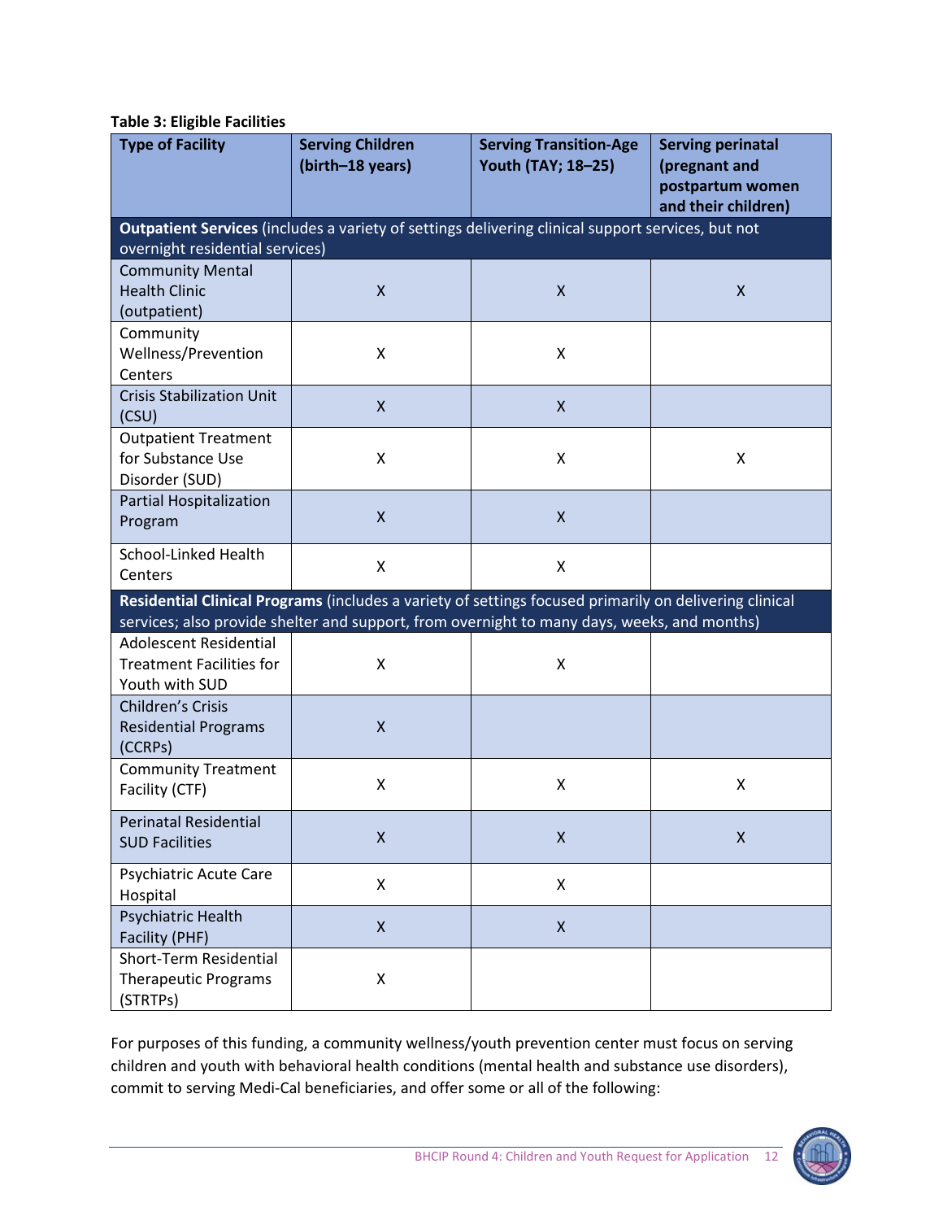**Table 3: Eligible Facilities**

| Type of Facility | Serving Children (birth–18 years) | Serving Transition-Age Youth (TAY; 18–25) | Serving perinatal (pregnant and postpartum women and their children) |
|---|---|---|---|
| **Outpatient Services** (includes a variety of settings delivering clinical support services, but not overnight residential services) | | | |
| Community Mental Health Clinic (outpatient) | X | X | X |
| Community Wellness/Prevention Centers | X | X | |
| Crisis Stabilization Unit (CSU) | X | X | |
| Outpatient Treatment for Substance Use Disorder (SUD) | X | X | X |
| Partial Hospitalization Program | X | X | |
| School-Linked Health Centers | X | X | |
| **Residential Clinical Programs** (includes a variety of settings focused primarily on delivering clinical services; also provide shelter and support, from overnight to many days, weeks, and months) | | | |
| Adolescent Residential Treatment Facilities for Youth with SUD | X | X | |
| Children's Crisis Residential Programs (CCRPs) | X | | |
| Community Treatment Facility (CTF) | X | X | X |
| Perinatal Residential SUD Facilities | X | X | X |
| Psychiatric Acute Care Hospital | X | X | |
| Psychiatric Health Facility (PHF) | X | X | |
| Short-Term Residential Therapeutic Programs (STRTPs) | X | | |

For purposes of this funding, a community wellness/youth prevention center must focus on serving children and youth with behavioral health conditions (mental health and substance use disorders), commit to serving Medi-Cal beneficiaries, and offer some or all of the following: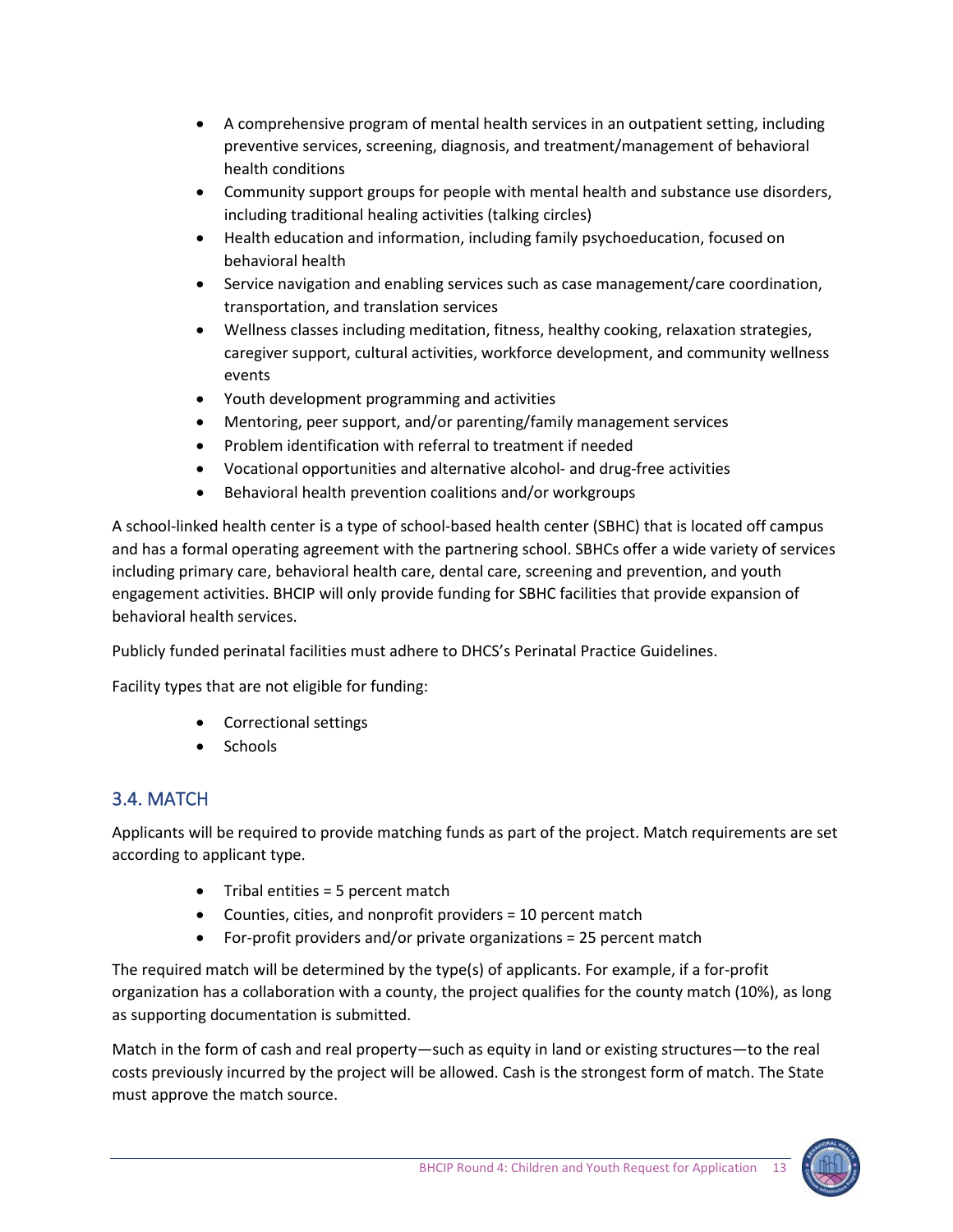- A comprehensive program of mental health services in an outpatient setting, including preventive services, screening, diagnosis, and treatment/management of behavioral health conditions
- Community support groups for people with mental health and substance use disorders, including traditional healing activities (talking circles)
- Health education and information, including family psychoeducation, focused on behavioral health
- Service navigation and enabling services such as case management/care coordination, transportation, and translation services
- Wellness classes including meditation, fitness, healthy cooking, relaxation strategies, caregiver support, cultural activities, workforce development, and community wellness events
- Youth development programming and activities
- Mentoring, peer support, and/or parenting/family management services
- Problem identification with referral to treatment if needed
- Vocational opportunities and alternative alcohol- and drug-free activities
- Behavioral health prevention coalitions and/or workgroups

A school-linked health center is a type of school-based health center (SBHC) that is located off campus and has a formal operating agreement with the partnering school. SBHCs offer a wide variety of services including primary care, behavioral health care, dental care, screening and prevention, and youth engagement activities. BHCIP will only provide funding for SBHC facilities that provide expansion of behavioral health services.

Publicly funded perinatal facilities must adhere to DHCS's Perinatal Practice Guidelines.

Facility types that are not eligible for funding:

- Correctional settings
- Schools

## 3.4. MATCH

Applicants will be required to provide matching funds as part of the project. Match requirements are set according to applicant type.

- Tribal entities = 5 percent match
- Counties, cities, and nonprofit providers = 10 percent match
- For-profit providers and/or private organizations = 25 percent match

The required match will be determined by the type(s) of applicants. For example, if a for-profit organization has a collaboration with a county, the project qualifies for the county match (10%), as long as supporting documentation is submitted.

Match in the form of cash and real property—such as equity in land or existing structures—to the real costs previously incurred by the project will be allowed. Cash is the strongest form of match. The State must approve the match source.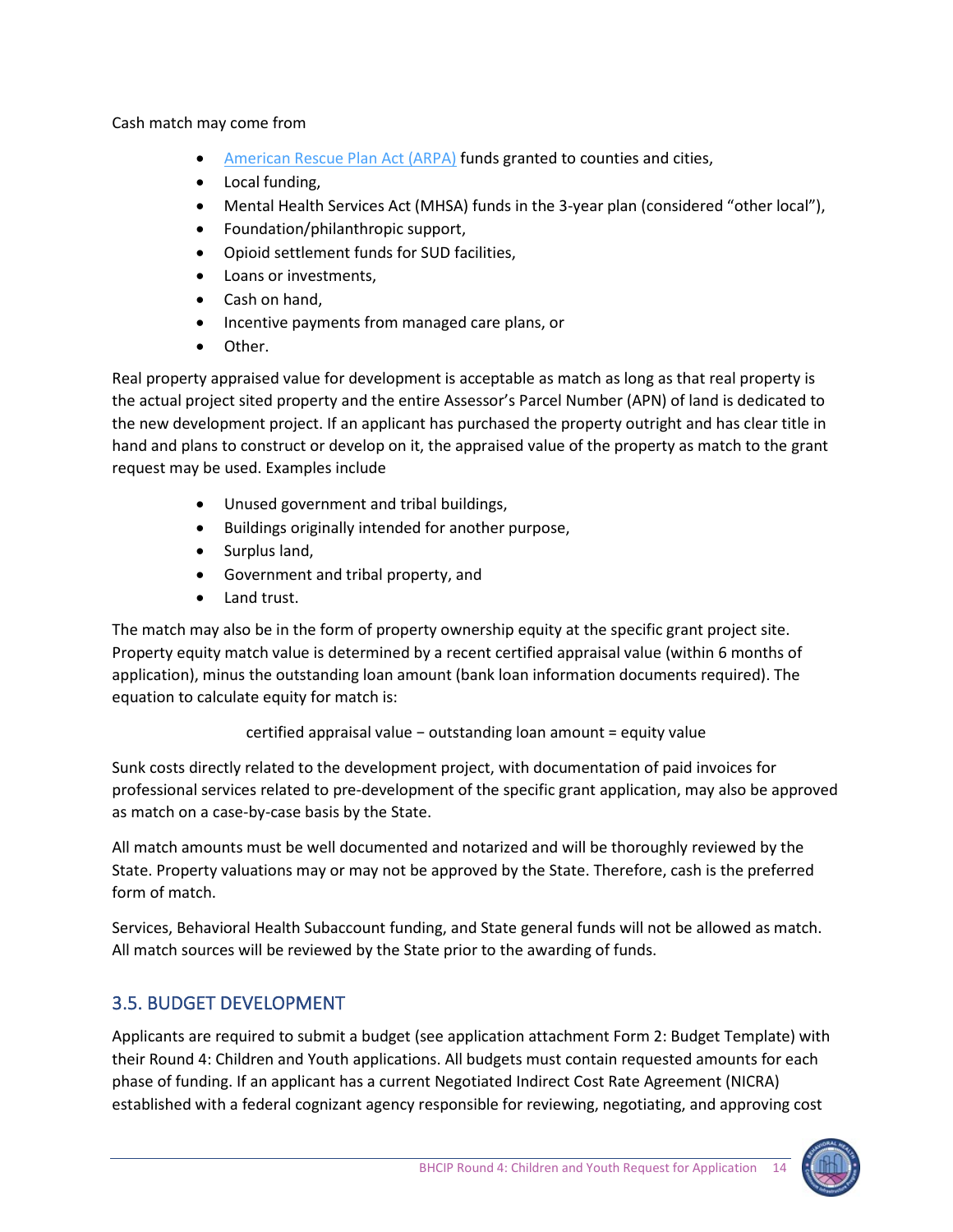Cash match may come from

- [American Rescue Plan Act (ARPA)]() funds granted to counties and cities,
- Local funding,
- Mental Health Services Act (MHSA) funds in the 3-year plan (considered "other local"),
- Foundation/philanthropic support,
- Opioid settlement funds for SUD facilities,
- Loans or investments,
- Cash on hand,
- Incentive payments from managed care plans, or
- Other.

Real property appraised value for development is acceptable as match as long as that real property is the actual project sited property and the entire Assessor's Parcel Number (APN) of land is dedicated to the new development project. If an applicant has purchased the property outright and has clear title in hand and plans to construct or develop on it, the appraised value of the property as match to the grant request may be used. Examples include

- Unused government and tribal buildings,
- Buildings originally intended for another purpose,
- Surplus land,
- Government and tribal property, and
- Land trust.

The match may also be in the form of property ownership equity at the specific grant project site. Property equity match value is determined by a recent certified appraisal value (within 6 months of application), minus the outstanding loan amount (bank loan information documents required). The equation to calculate equity for match is:

$$\text{certified appraisal value} - \text{outstanding loan amount} = \text{equity value}$$

Sunk costs directly related to the development project, with documentation of paid invoices for professional services related to pre-development of the specific grant application, may also be approved as match on a case-by-case basis by the State.

All match amounts must be well documented and notarized and will be thoroughly reviewed by the State. Property valuations may or may not be approved by the State. Therefore, cash is the preferred form of match.

Services, Behavioral Health Subaccount funding, and State general funds will not be allowed as match. All match sources will be reviewed by the State prior to the awarding of funds.

## 3.5. BUDGET DEVELOPMENT

Applicants are required to submit a budget (see application attachment Form 2: Budget Template) with their Round 4: Children and Youth applications. All budgets must contain requested amounts for each phase of funding. If an applicant has a current Negotiated Indirect Cost Rate Agreement (NICRA) established with a federal cognizant agency responsible for reviewing, negotiating, and approving cost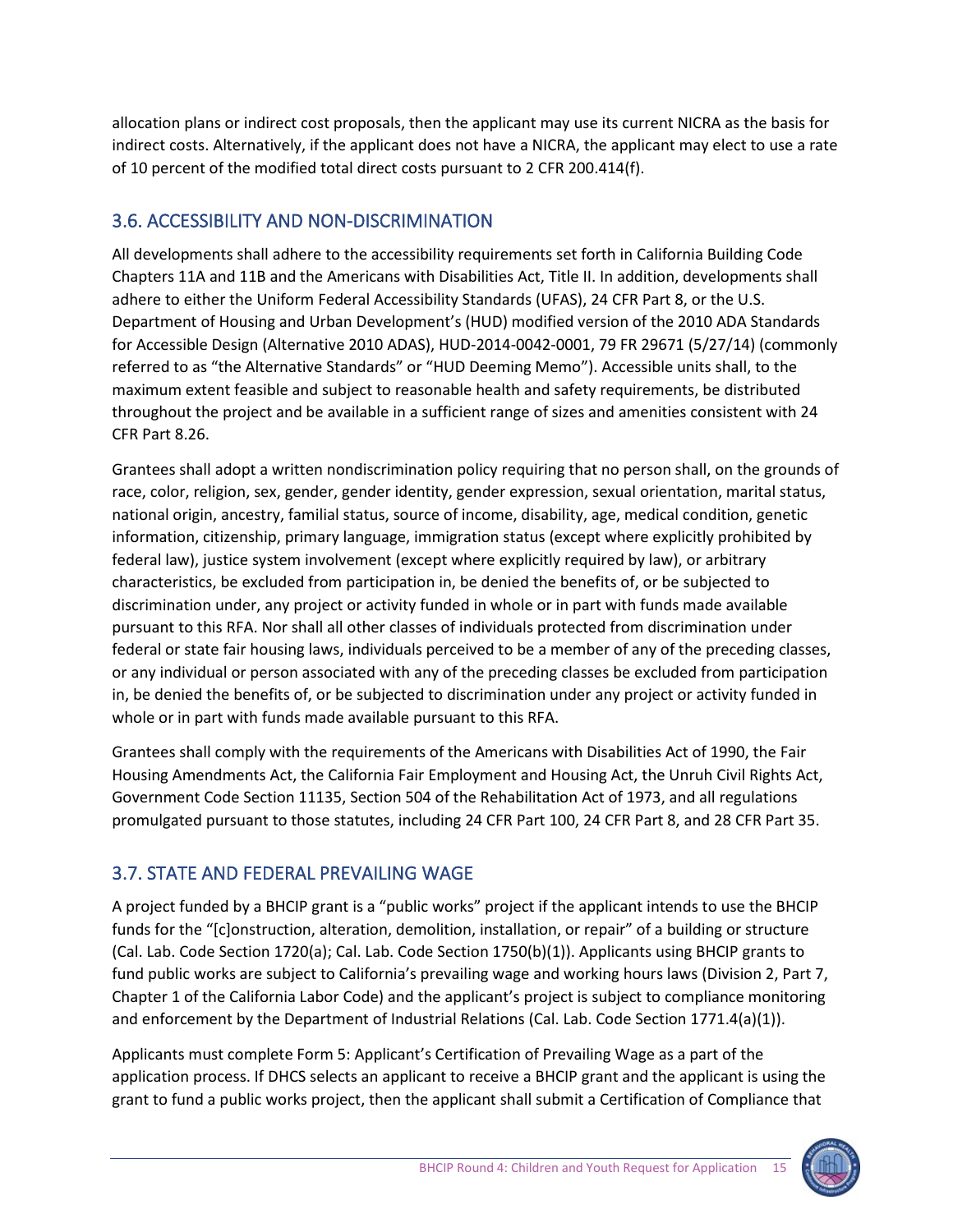allocation plans or indirect cost proposals, then the applicant may use its current NICRA as the basis for indirect costs. Alternatively, if the applicant does not have a NICRA, the applicant may elect to use a rate of 10 percent of the modified total direct costs pursuant to 2 CFR 200.414(f).

## 3.6. ACCESSIBILITY AND NON-DISCRIMINATION

All developments shall adhere to the accessibility requirements set forth in California Building Code Chapters 11A and 11B and the Americans with Disabilities Act, Title II. In addition, developments shall adhere to either the Uniform Federal Accessibility Standards (UFAS), 24 CFR Part 8, or the U.S. Department of Housing and Urban Development's (HUD) modified version of the 2010 ADA Standards for Accessible Design (Alternative 2010 ADAS), HUD-2014-0042-0001, 79 FR 29671 (5/27/14) (commonly referred to as "the Alternative Standards" or "HUD Deeming Memo"). Accessible units shall, to the maximum extent feasible and subject to reasonable health and safety requirements, be distributed throughout the project and be available in a sufficient range of sizes and amenities consistent with 24 CFR Part 8.26.

Grantees shall adopt a written nondiscrimination policy requiring that no person shall, on the grounds of race, color, religion, sex, gender, gender identity, gender expression, sexual orientation, marital status, national origin, ancestry, familial status, source of income, disability, age, medical condition, genetic information, citizenship, primary language, immigration status (except where explicitly prohibited by federal law), justice system involvement (except where explicitly required by law), or arbitrary characteristics, be excluded from participation in, be denied the benefits of, or be subjected to discrimination under, any project or activity funded in whole or in part with funds made available pursuant to this RFA. Nor shall all other classes of individuals protected from discrimination under federal or state fair housing laws, individuals perceived to be a member of any of the preceding classes, or any individual or person associated with any of the preceding classes be excluded from participation in, be denied the benefits of, or be subjected to discrimination under any project or activity funded in whole or in part with funds made available pursuant to this RFA.

Grantees shall comply with the requirements of the Americans with Disabilities Act of 1990, the Fair Housing Amendments Act, the California Fair Employment and Housing Act, the Unruh Civil Rights Act, Government Code Section 11135, Section 504 of the Rehabilitation Act of 1973, and all regulations promulgated pursuant to those statutes, including 24 CFR Part 100, 24 CFR Part 8, and 28 CFR Part 35.

## 3.7. STATE AND FEDERAL PREVAILING WAGE

A project funded by a BHCIP grant is a "public works" project if the applicant intends to use the BHCIP funds for the "[c]onstruction, alteration, demolition, installation, or repair" of a building or structure (Cal. Lab. Code Section 1720(a); Cal. Lab. Code Section 1750(b)(1)). Applicants using BHCIP grants to fund public works are subject to California's prevailing wage and working hours laws (Division 2, Part 7, Chapter 1 of the California Labor Code) and the applicant's project is subject to compliance monitoring and enforcement by the Department of Industrial Relations (Cal. Lab. Code Section 1771.4(a)(1)).

Applicants must complete Form 5: Applicant's Certification of Prevailing Wage as a part of the application process. If DHCS selects an applicant to receive a BHCIP grant and the applicant is using the grant to fund a public works project, then the applicant shall submit a Certification of Compliance that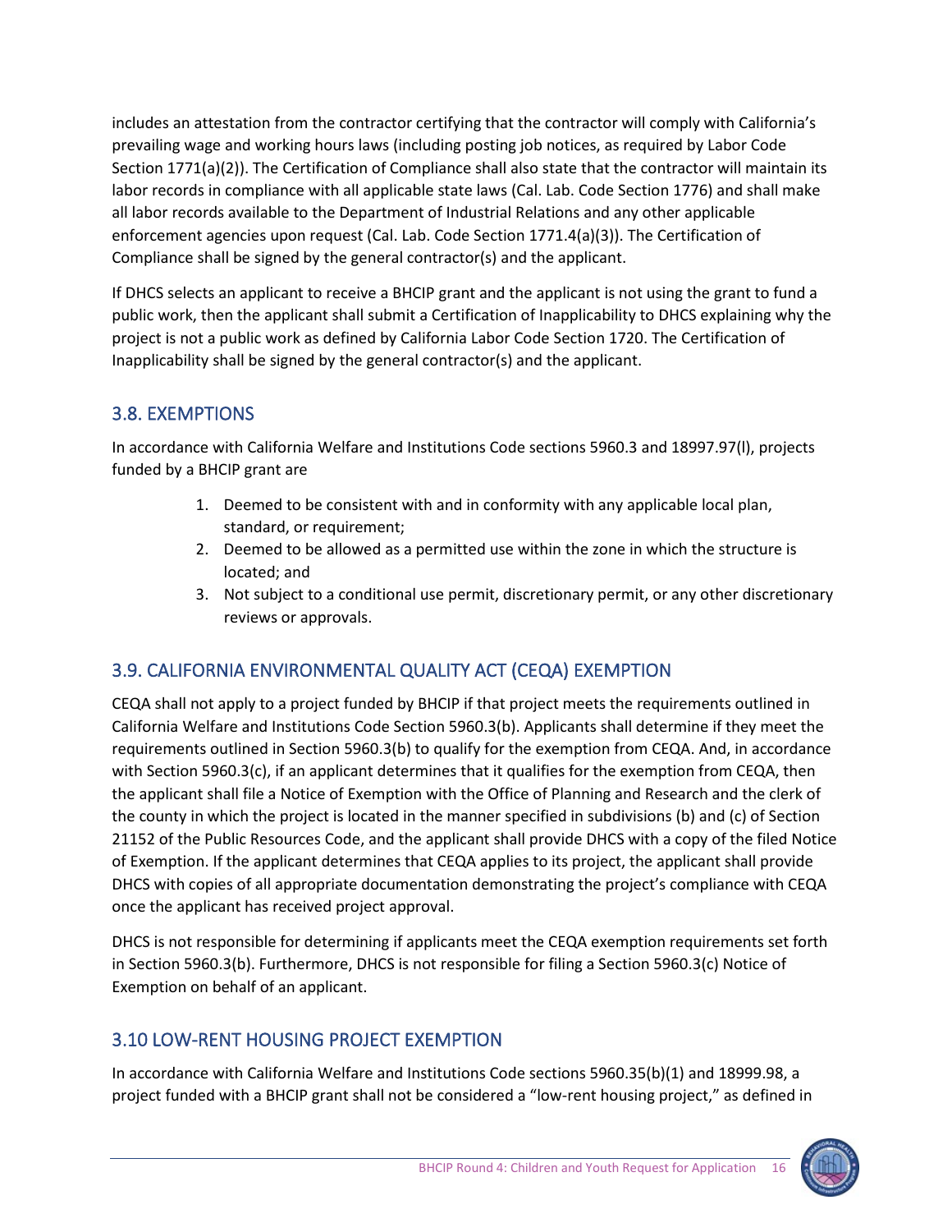includes an attestation from the contractor certifying that the contractor will comply with California's prevailing wage and working hours laws (including posting job notices, as required by Labor Code Section 1771(a)(2)). The Certification of Compliance shall also state that the contractor will maintain its labor records in compliance with all applicable state laws (Cal. Lab. Code Section 1776) and shall make all labor records available to the Department of Industrial Relations and any other applicable enforcement agencies upon request (Cal. Lab. Code Section 1771.4(a)(3)). The Certification of Compliance shall be signed by the general contractor(s) and the applicant.

If DHCS selects an applicant to receive a BHCIP grant and the applicant is not using the grant to fund a public work, then the applicant shall submit a Certification of Inapplicability to DHCS explaining why the project is not a public work as defined by California Labor Code Section 1720. The Certification of Inapplicability shall be signed by the general contractor(s) and the applicant.

## 3.8. EXEMPTIONS

In accordance with California Welfare and Institutions Code sections 5960.3 and 18997.97(l), projects funded by a BHCIP grant are

1. Deemed to be consistent with and in conformity with any applicable local plan, standard, or requirement;
2. Deemed to be allowed as a permitted use within the zone in which the structure is located; and
3. Not subject to a conditional use permit, discretionary permit, or any other discretionary reviews or approvals.

## 3.9. CALIFORNIA ENVIRONMENTAL QUALITY ACT (CEQA) EXEMPTION

CEQA shall not apply to a project funded by BHCIP if that project meets the requirements outlined in California Welfare and Institutions Code Section 5960.3(b). Applicants shall determine if they meet the requirements outlined in Section 5960.3(b) to qualify for the exemption from CEQA. And, in accordance with Section 5960.3(c), if an applicant determines that it qualifies for the exemption from CEQA, then the applicant shall file a Notice of Exemption with the Office of Planning and Research and the clerk of the county in which the project is located in the manner specified in subdivisions (b) and (c) of Section 21152 of the Public Resources Code, and the applicant shall provide DHCS with a copy of the filed Notice of Exemption. If the applicant determines that CEQA applies to its project, the applicant shall provide DHCS with copies of all appropriate documentation demonstrating the project's compliance with CEQA once the applicant has received project approval.

DHCS is not responsible for determining if applicants meet the CEQA exemption requirements set forth in Section 5960.3(b). Furthermore, DHCS is not responsible for filing a Section 5960.3(c) Notice of Exemption on behalf of an applicant.

## 3.10 LOW-RENT HOUSING PROJECT EXEMPTION

In accordance with California Welfare and Institutions Code sections 5960.35(b)(1) and 18999.98, a project funded with a BHCIP grant shall not be considered a "low-rent housing project," as defined in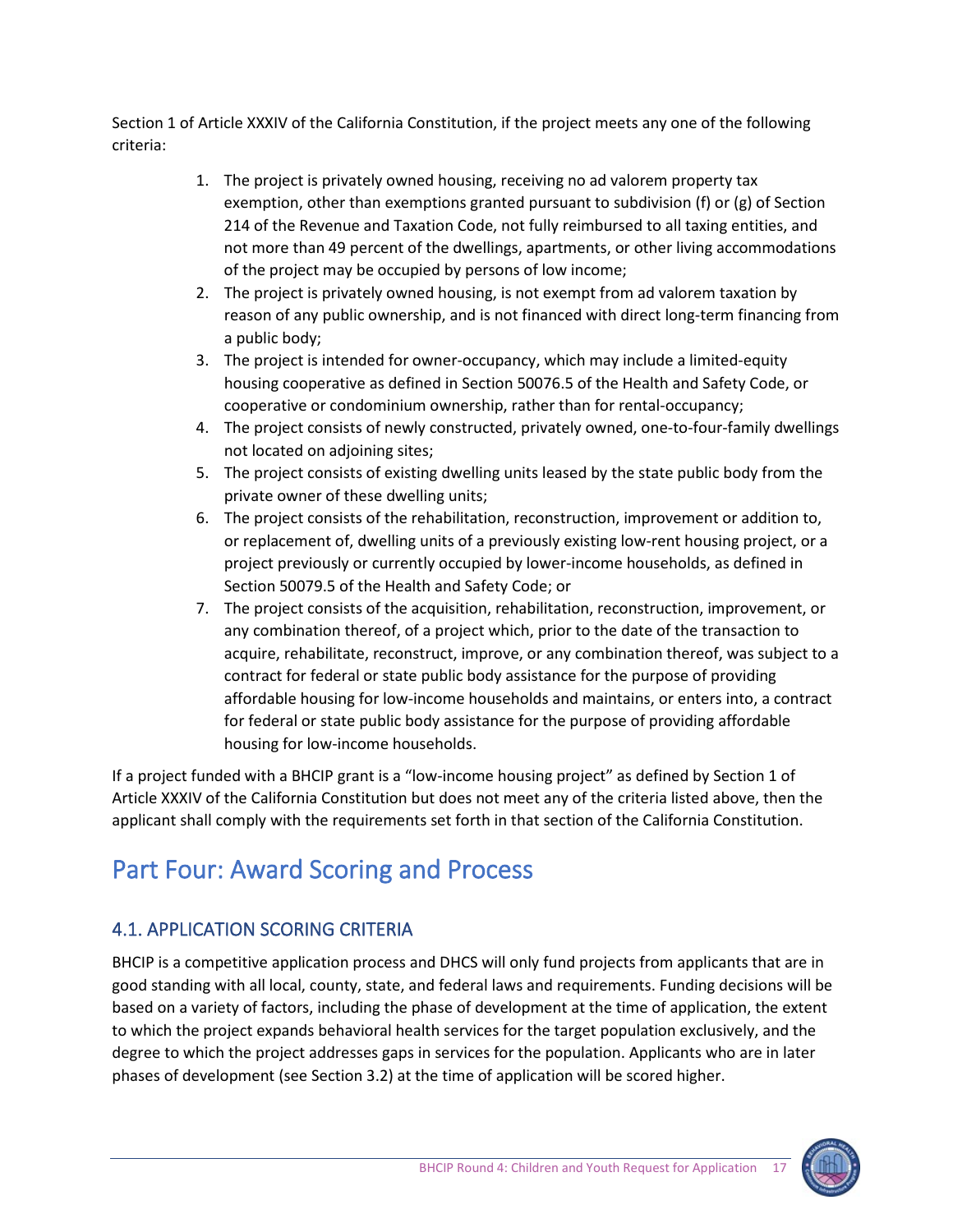Section 1 of Article XXXIV of the California Constitution, if the project meets any one of the following criteria:

1. The project is privately owned housing, receiving no ad valorem property tax exemption, other than exemptions granted pursuant to subdivision (f) or (g) of Section 214 of the Revenue and Taxation Code, not fully reimbursed to all taxing entities, and not more than 49 percent of the dwellings, apartments, or other living accommodations of the project may be occupied by persons of low income;
2. The project is privately owned housing, is not exempt from ad valorem taxation by reason of any public ownership, and is not financed with direct long-term financing from a public body;
3. The project is intended for owner-occupancy, which may include a limited-equity housing cooperative as defined in Section 50076.5 of the Health and Safety Code, or cooperative or condominium ownership, rather than for rental-occupancy;
4. The project consists of newly constructed, privately owned, one-to-four-family dwellings not located on adjoining sites;
5. The project consists of existing dwelling units leased by the state public body from the private owner of these dwelling units;
6. The project consists of the rehabilitation, reconstruction, improvement or addition to, or replacement of, dwelling units of a previously existing low-rent housing project, or a project previously or currently occupied by lower-income households, as defined in Section 50079.5 of the Health and Safety Code; or
7. The project consists of the acquisition, rehabilitation, reconstruction, improvement, or any combination thereof, of a project which, prior to the date of the transaction to acquire, rehabilitate, reconstruct, improve, or any combination thereof, was subject to a contract for federal or state public body assistance for the purpose of providing affordable housing for low-income households and maintains, or enters into, a contract for federal or state public body assistance for the purpose of providing affordable housing for low-income households.

If a project funded with a BHCIP grant is a "low-income housing project" as defined by Section 1 of Article XXXIV of the California Constitution but does not meet any of the criteria listed above, then the applicant shall comply with the requirements set forth in that section of the California Constitution.

# Part Four: Award Scoring and Process

## 4.1. APPLICATION SCORING CRITERIA

BHCIP is a competitive application process and DHCS will only fund projects from applicants that are in good standing with all local, county, state, and federal laws and requirements. Funding decisions will be based on a variety of factors, including the phase of development at the time of application, the extent to which the project expands behavioral health services for the target population exclusively, and the degree to which the project addresses gaps in services for the population. Applicants who are in later phases of development (see Section 3.2) at the time of application will be scored higher.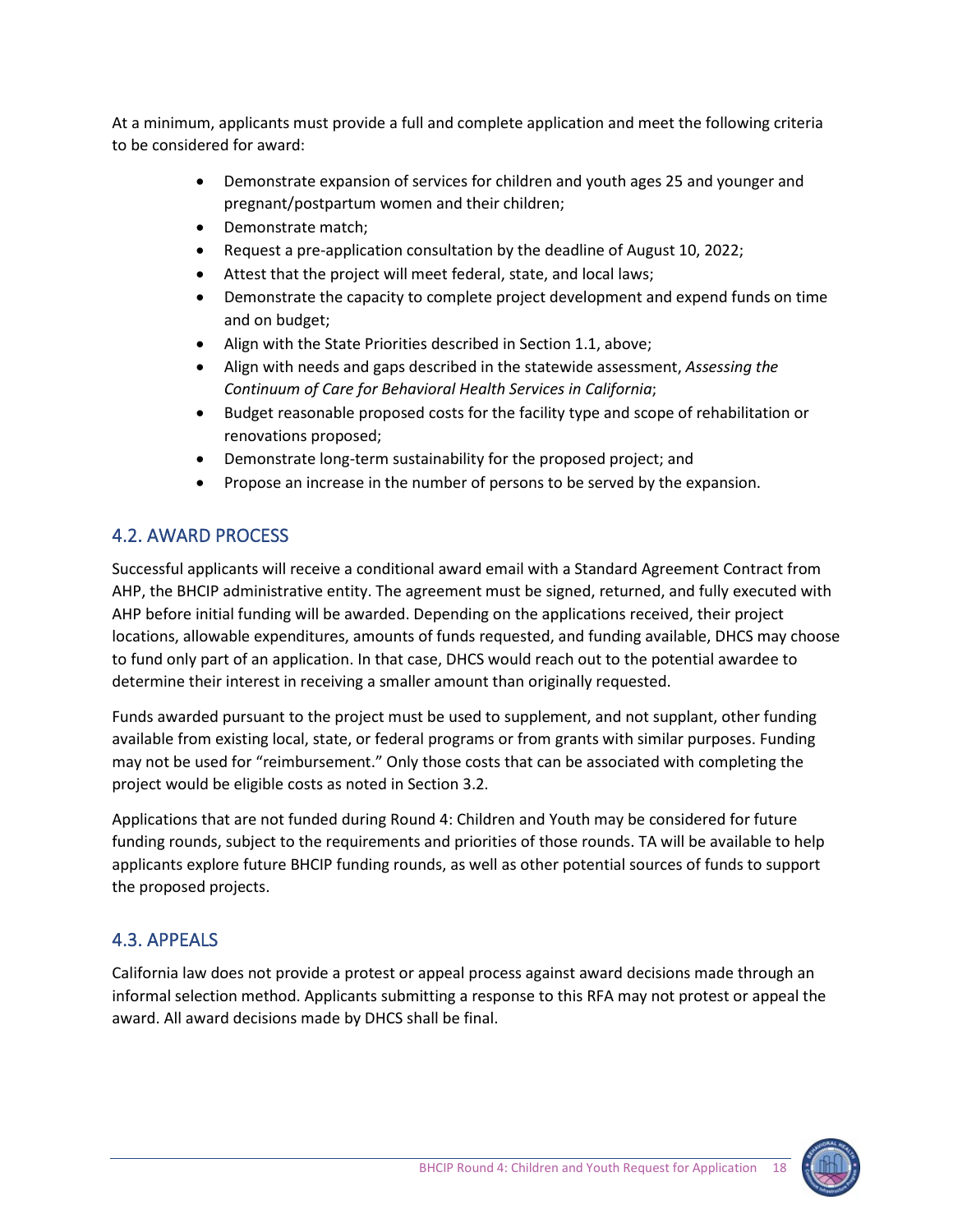At a minimum, applicants must provide a full and complete application and meet the following criteria to be considered for award:

- Demonstrate expansion of services for children and youth ages 25 and younger and pregnant/postpartum women and their children;
- Demonstrate match;
- Request a pre-application consultation by the deadline of August 10, 2022;
- Attest that the project will meet federal, state, and local laws;
- Demonstrate the capacity to complete project development and expend funds on time and on budget;
- Align with the State Priorities described in Section 1.1, above;
- Align with needs and gaps described in the statewide assessment, *Assessing the Continuum of Care for Behavioral Health Services in California*;
- Budget reasonable proposed costs for the facility type and scope of rehabilitation or renovations proposed;
- Demonstrate long-term sustainability for the proposed project; and
- Propose an increase in the number of persons to be served by the expansion.

## 4.2. AWARD PROCESS

Successful applicants will receive a conditional award email with a Standard Agreement Contract from AHP, the BHCIP administrative entity. The agreement must be signed, returned, and fully executed with AHP before initial funding will be awarded. Depending on the applications received, their project locations, allowable expenditures, amounts of funds requested, and funding available, DHCS may choose to fund only part of an application. In that case, DHCS would reach out to the potential awardee to determine their interest in receiving a smaller amount than originally requested.

Funds awarded pursuant to the project must be used to supplement, and not supplant, other funding available from existing local, state, or federal programs or from grants with similar purposes. Funding may not be used for "reimbursement." Only those costs that can be associated with completing the project would be eligible costs as noted in Section 3.2.

Applications that are not funded during Round 4: Children and Youth may be considered for future funding rounds, subject to the requirements and priorities of those rounds. TA will be available to help applicants explore future BHCIP funding rounds, as well as other potential sources of funds to support the proposed projects.

## 4.3. APPEALS

California law does not provide a protest or appeal process against award decisions made through an informal selection method. Applicants submitting a response to this RFA may not protest or appeal the award. All award decisions made by DHCS shall be final.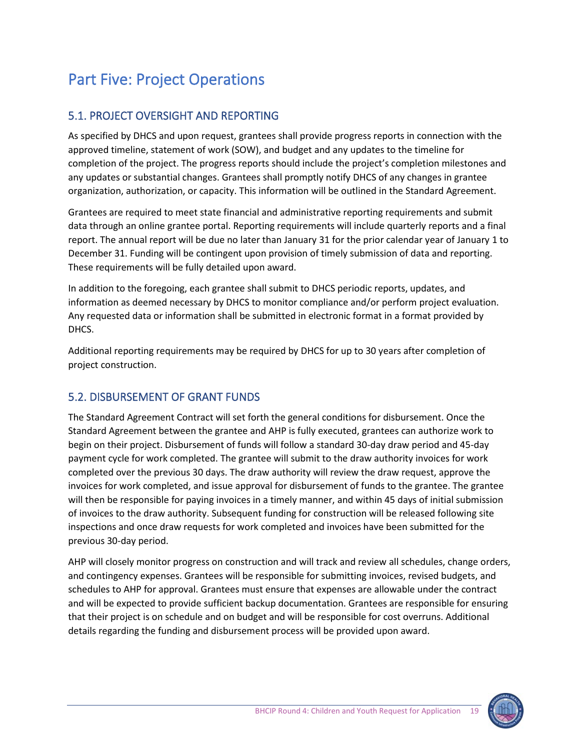# Part Five: Project Operations

## 5.1. PROJECT OVERSIGHT AND REPORTING

As specified by DHCS and upon request, grantees shall provide progress reports in connection with the approved timeline, statement of work (SOW), and budget and any updates to the timeline for completion of the project. The progress reports should include the project's completion milestones and any updates or substantial changes. Grantees shall promptly notify DHCS of any changes in grantee organization, authorization, or capacity. This information will be outlined in the Standard Agreement.

Grantees are required to meet state financial and administrative reporting requirements and submit data through an online grantee portal. Reporting requirements will include quarterly reports and a final report. The annual report will be due no later than January 31 for the prior calendar year of January 1 to December 31. Funding will be contingent upon provision of timely submission of data and reporting. These requirements will be fully detailed upon award.

In addition to the foregoing, each grantee shall submit to DHCS periodic reports, updates, and information as deemed necessary by DHCS to monitor compliance and/or perform project evaluation. Any requested data or information shall be submitted in electronic format in a format provided by DHCS.

Additional reporting requirements may be required by DHCS for up to 30 years after completion of project construction.

## 5.2. DISBURSEMENT OF GRANT FUNDS

The Standard Agreement Contract will set forth the general conditions for disbursement. Once the Standard Agreement between the grantee and AHP is fully executed, grantees can authorize work to begin on their project. Disbursement of funds will follow a standard 30-day draw period and 45-day payment cycle for work completed. The grantee will submit to the draw authority invoices for work completed over the previous 30 days. The draw authority will review the draw request, approve the invoices for work completed, and issue approval for disbursement of funds to the grantee. The grantee will then be responsible for paying invoices in a timely manner, and within 45 days of initial submission of invoices to the draw authority. Subsequent funding for construction will be released following site inspections and once draw requests for work completed and invoices have been submitted for the previous 30-day period.

AHP will closely monitor progress on construction and will track and review all schedules, change orders, and contingency expenses. Grantees will be responsible for submitting invoices, revised budgets, and schedules to AHP for approval. Grantees must ensure that expenses are allowable under the contract and will be expected to provide sufficient backup documentation. Grantees are responsible for ensuring that their project is on schedule and on budget and will be responsible for cost overruns. Additional details regarding the funding and disbursement process will be provided upon award.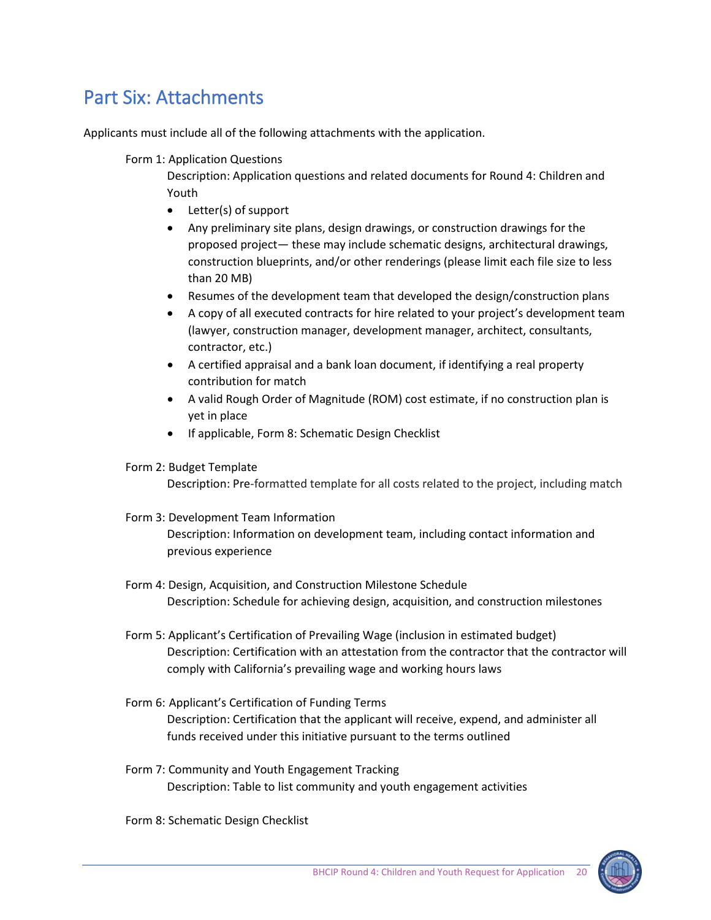## Part Six: Attachments

Applicants must include all of the following attachments with the application.

Form 1: Application Questions

Description: Application questions and related documents for Round 4: Children and Youth

- Letter(s) of support
- Any preliminary site plans, design drawings, or construction drawings for the proposed project— these may include schematic designs, architectural drawings, construction blueprints, and/or other renderings (please limit each file size to less than 20 MB)
- Resumes of the development team that developed the design/construction plans
- A copy of all executed contracts for hire related to your project's development team (lawyer, construction manager, development manager, architect, consultants, contractor, etc.)
- A certified appraisal and a bank loan document, if identifying a real property contribution for match
- A valid Rough Order of Magnitude (ROM) cost estimate, if no construction plan is yet in place
- If applicable, Form 8: Schematic Design Checklist

Form 2: Budget Template

Description: Pre-formatted template for all costs related to the project, including match

Form 3: Development Team Information

Description: Information on development team, including contact information and previous experience

Form 4: Design, Acquisition, and Construction Milestone Schedule

Description: Schedule for achieving design, acquisition, and construction milestones

Form 5: Applicant's Certification of Prevailing Wage (inclusion in estimated budget)

Description: Certification with an attestation from the contractor that the contractor will comply with California's prevailing wage and working hours laws

Form 6: Applicant's Certification of Funding Terms

Description: Certification that the applicant will receive, expend, and administer all funds received under this initiative pursuant to the terms outlined

Form 7: Community and Youth Engagement Tracking

Description: Table to list community and youth engagement activities

Form 8: Schematic Design Checklist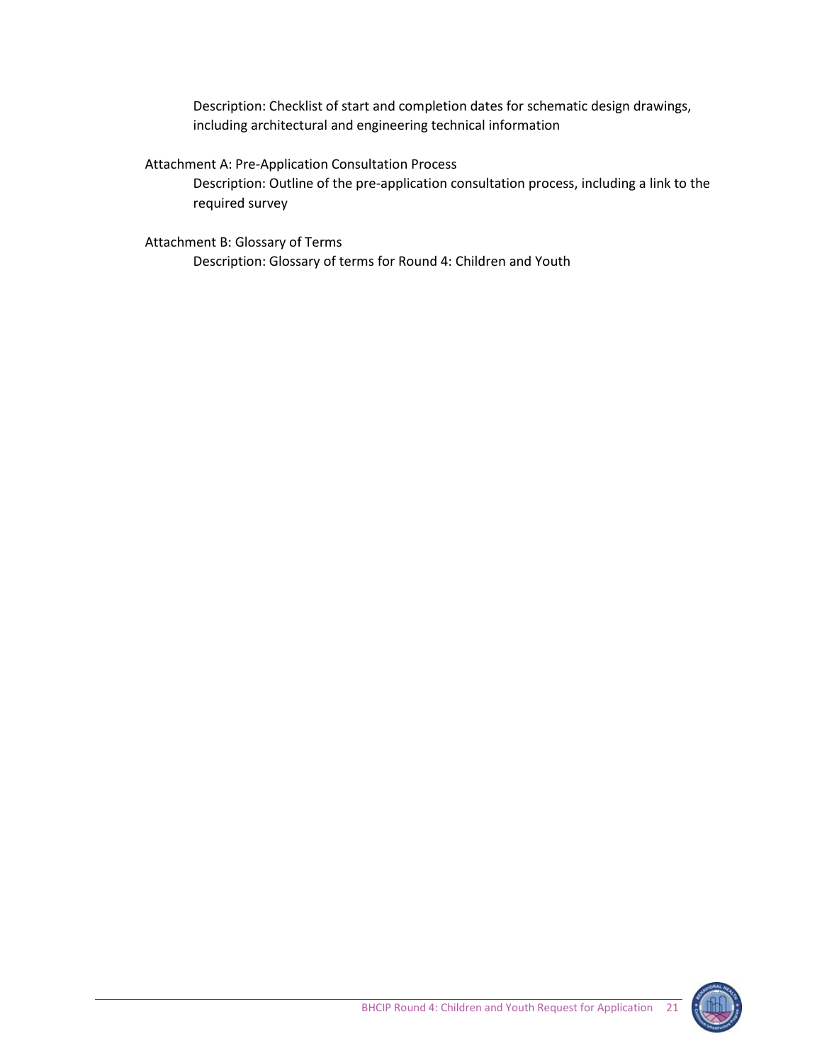Description: Checklist of start and completion dates for schematic design drawings, including architectural and engineering technical information

Attachment A: Pre-Application Consultation Process

Description: Outline of the pre-application consultation process, including a link to the required survey

Attachment B: Glossary of Terms

Description: Glossary of terms for Round 4: Children and Youth